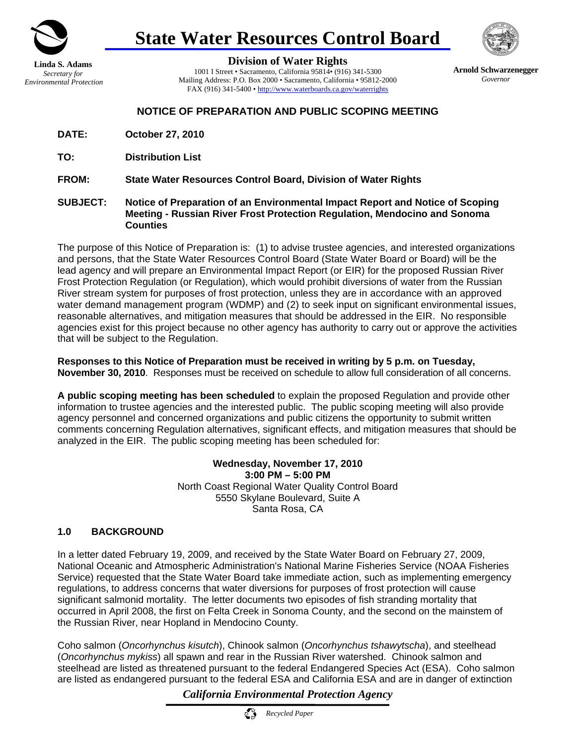# State Water Resources Control Board

**Linda S. Adams**
*Secretary for Environmental Protection*

**Division of Water Rights**
1001 I Street • Sacramento, California 95814• (916) 341-5300
Mailing Address: P.O. Box 2000 • Sacramento, California • 95812-2000
FAX (916) 341-5400 • http://www.waterboards.ca.gov/waterrights

**Arnold Schwarzenegger**
*Governor*

## NOTICE OF PREPARATION AND PUBLIC SCOPING MEETING

**DATE:** **October 27, 2010**

**TO:** **Distribution List**

**FROM:** **State Water Resources Control Board, Division of Water Rights**

**SUBJECT:** **Notice of Preparation of an Environmental Impact Report and Notice of Scoping Meeting - Russian River Frost Protection Regulation, Mendocino and Sonoma Counties**

The purpose of this Notice of Preparation is: (1) to advise trustee agencies, and interested organizations and persons, that the State Water Resources Control Board (State Water Board or Board) will be the lead agency and will prepare an Environmental Impact Report (or EIR) for the proposed Russian River Frost Protection Regulation (or Regulation), which would prohibit diversions of water from the Russian River stream system for purposes of frost protection, unless they are in accordance with an approved water demand management program (WDMP) and (2) to seek input on significant environmental issues, reasonable alternatives, and mitigation measures that should be addressed in the EIR. No responsible agencies exist for this project because no other agency has authority to carry out or approve the activities that will be subject to the Regulation.

**Responses to this Notice of Preparation must be received in writing by 5 p.m. on Tuesday, November 30, 2010**. Responses must be received on schedule to allow full consideration of all concerns.

**A public scoping meeting has been scheduled** to explain the proposed Regulation and provide other information to trustee agencies and the interested public. The public scoping meeting will also provide agency personnel and concerned organizations and public citizens the opportunity to submit written comments concerning Regulation alternatives, significant effects, and mitigation measures that should be analyzed in the EIR. The public scoping meeting has been scheduled for:

**Wednesday, November 17, 2010**
**3:00 PM – 5:00 PM**
North Coast Regional Water Quality Control Board
5550 Skylane Boulevard, Suite A
Santa Rosa, CA

## 1.0 BACKGROUND

In a letter dated February 19, 2009, and received by the State Water Board on February 27, 2009, National Oceanic and Atmospheric Administration's National Marine Fisheries Service (NOAA Fisheries Service) requested that the State Water Board take immediate action, such as implementing emergency regulations, to address concerns that water diversions for purposes of frost protection will cause significant salmonid mortality. The letter documents two episodes of fish stranding mortality that occurred in April 2008, the first on Felta Creek in Sonoma County, and the second on the mainstem of the Russian River, near Hopland in Mendocino County.

Coho salmon (*Oncorhynchus kisutch*), Chinook salmon (*Oncorhynchus tshawytscha*), and steelhead (*Oncorhynchus mykiss*) all spawn and rear in the Russian River watershed. Chinook salmon and steelhead are listed as threatened pursuant to the federal Endangered Species Act (ESA). Coho salmon are listed as endangered pursuant to the federal ESA and California ESA and are in danger of extinction

*California Environmental Protection Agency*

*Recycled Paper*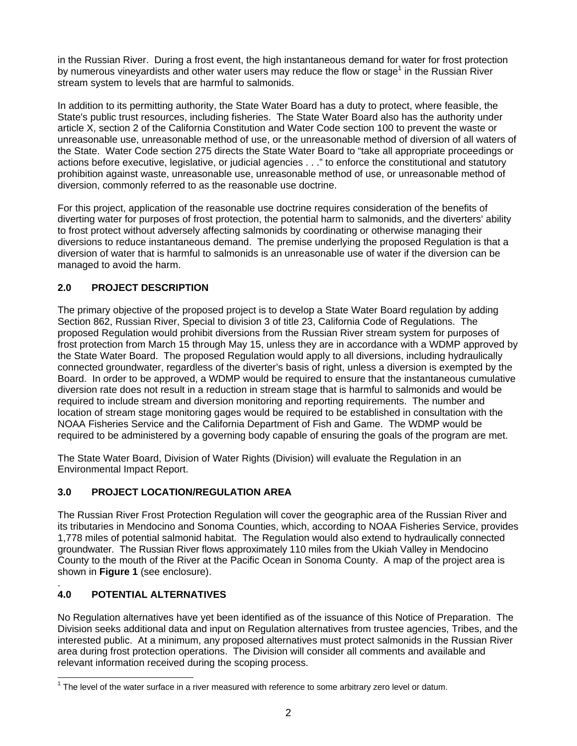in the Russian River. During a frost event, the high instantaneous demand for water for frost protection by numerous vineyardists and other water users may reduce the flow or stage[1] in the Russian River stream system to levels that are harmful to salmonids.

In addition to its permitting authority, the State Water Board has a duty to protect, where feasible, the State's public trust resources, including fisheries. The State Water Board also has the authority under article X, section 2 of the California Constitution and Water Code section 100 to prevent the waste or unreasonable use, unreasonable method of use, or the unreasonable method of diversion of all waters of the State. Water Code section 275 directs the State Water Board to "take all appropriate proceedings or actions before executive, legislative, or judicial agencies . . ." to enforce the constitutional and statutory prohibition against waste, unreasonable use, unreasonable method of use, or unreasonable method of diversion, commonly referred to as the reasonable use doctrine.

For this project, application of the reasonable use doctrine requires consideration of the benefits of diverting water for purposes of frost protection, the potential harm to salmonids, and the diverters' ability to frost protect without adversely affecting salmonids by coordinating or otherwise managing their diversions to reduce instantaneous demand. The premise underlying the proposed Regulation is that a diversion of water that is harmful to salmonids is an unreasonable use of water if the diversion can be managed to avoid the harm.

## 2.0 PROJECT DESCRIPTION

The primary objective of the proposed project is to develop a State Water Board regulation by adding Section 862, Russian River, Special to division 3 of title 23, California Code of Regulations. The proposed Regulation would prohibit diversions from the Russian River stream system for purposes of frost protection from March 15 through May 15, unless they are in accordance with a WDMP approved by the State Water Board. The proposed Regulation would apply to all diversions, including hydraulically connected groundwater, regardless of the diverter's basis of right, unless a diversion is exempted by the Board. In order to be approved, a WDMP would be required to ensure that the instantaneous cumulative diversion rate does not result in a reduction in stream stage that is harmful to salmonids and would be required to include stream and diversion monitoring and reporting requirements. The number and location of stream stage monitoring gages would be required to be established in consultation with the NOAA Fisheries Service and the California Department of Fish and Game. The WDMP would be required to be administered by a governing body capable of ensuring the goals of the program are met.

The State Water Board, Division of Water Rights (Division) will evaluate the Regulation in an Environmental Impact Report.

## 3.0 PROJECT LOCATION/REGULATION AREA

The Russian River Frost Protection Regulation will cover the geographic area of the Russian River and its tributaries in Mendocino and Sonoma Counties, which, according to NOAA Fisheries Service, provides 1,778 miles of potential salmonid habitat. The Regulation would also extend to hydraulically connected groundwater. The Russian River flows approximately 110 miles from the Ukiah Valley in Mendocino County to the mouth of the River at the Pacific Ocean in Sonoma County. A map of the project area is shown in **Figure 1** (see enclosure).

## 4.0 POTENTIAL ALTERNATIVES

No Regulation alternatives have yet been identified as of the issuance of this Notice of Preparation. The Division seeks additional data and input on Regulation alternatives from trustee agencies, Tribes, and the interested public. At a minimum, any proposed alternatives must protect salmonids in the Russian River area during frost protection operations. The Division will consider all comments and available and relevant information received during the scoping process.

---

[1] The level of the water surface in a river measured with reference to some arbitrary zero level or datum.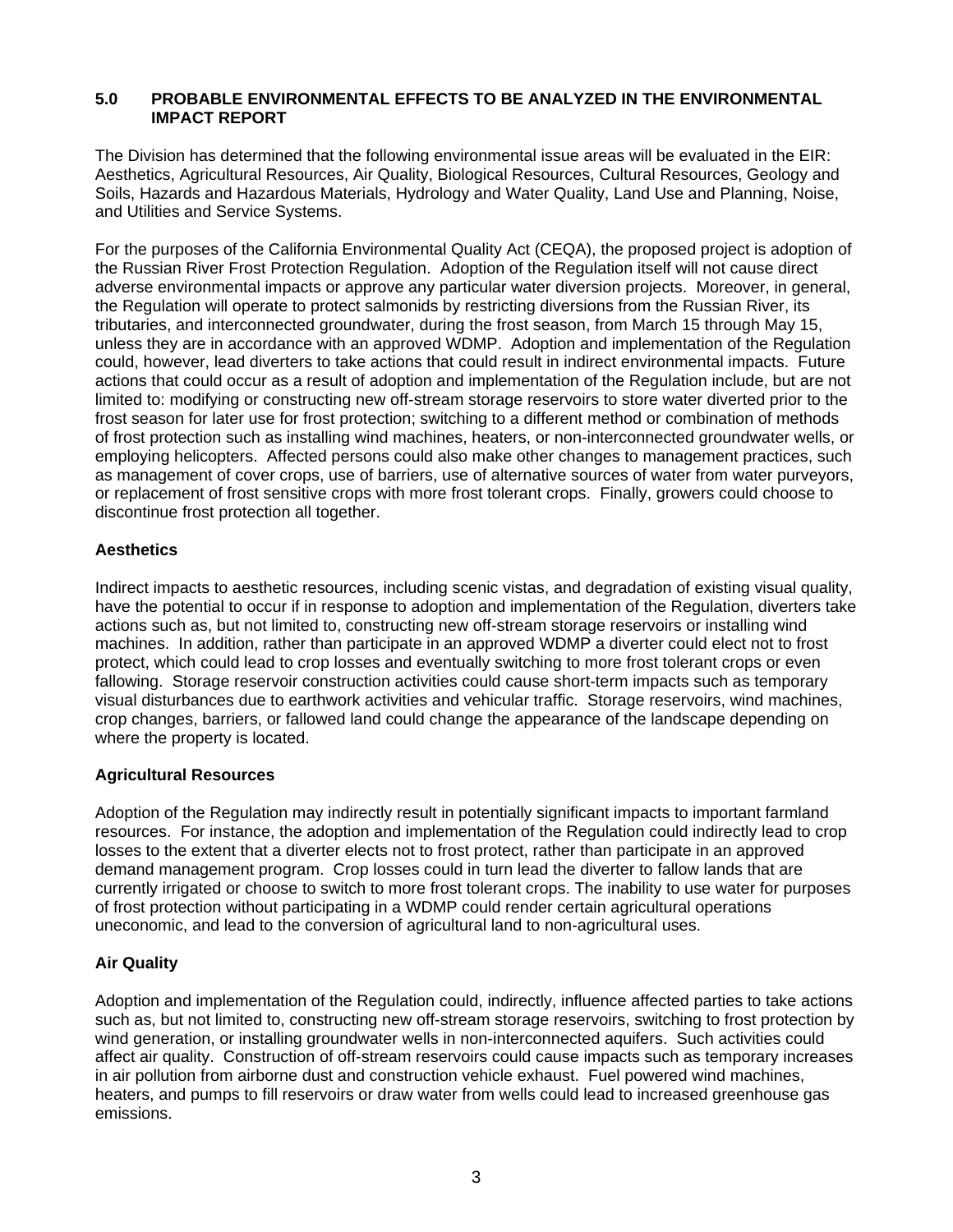## 5.0 PROBABLE ENVIRONMENTAL EFFECTS TO BE ANALYZED IN THE ENVIRONMENTAL IMPACT REPORT

The Division has determined that the following environmental issue areas will be evaluated in the EIR: Aesthetics, Agricultural Resources, Air Quality, Biological Resources, Cultural Resources, Geology and Soils, Hazards and Hazardous Materials, Hydrology and Water Quality, Land Use and Planning, Noise, and Utilities and Service Systems.

For the purposes of the California Environmental Quality Act (CEQA), the proposed project is adoption of the Russian River Frost Protection Regulation. Adoption of the Regulation itself will not cause direct adverse environmental impacts or approve any particular water diversion projects. Moreover, in general, the Regulation will operate to protect salmonids by restricting diversions from the Russian River, its tributaries, and interconnected groundwater, during the frost season, from March 15 through May 15, unless they are in accordance with an approved WDMP. Adoption and implementation of the Regulation could, however, lead diverters to take actions that could result in indirect environmental impacts. Future actions that could occur as a result of adoption and implementation of the Regulation include, but are not limited to: modifying or constructing new off-stream storage reservoirs to store water diverted prior to the frost season for later use for frost protection; switching to a different method or combination of methods of frost protection such as installing wind machines, heaters, or non-interconnected groundwater wells, or employing helicopters. Affected persons could also make other changes to management practices, such as management of cover crops, use of barriers, use of alternative sources of water from water purveyors, or replacement of frost sensitive crops with more frost tolerant crops. Finally, growers could choose to discontinue frost protection all together.

### Aesthetics

Indirect impacts to aesthetic resources, including scenic vistas, and degradation of existing visual quality, have the potential to occur if in response to adoption and implementation of the Regulation, diverters take actions such as, but not limited to, constructing new off-stream storage reservoirs or installing wind machines. In addition, rather than participate in an approved WDMP a diverter could elect not to frost protect, which could lead to crop losses and eventually switching to more frost tolerant crops or even fallowing. Storage reservoir construction activities could cause short-term impacts such as temporary visual disturbances due to earthwork activities and vehicular traffic. Storage reservoirs, wind machines, crop changes, barriers, or fallowed land could change the appearance of the landscape depending on where the property is located.

### Agricultural Resources

Adoption of the Regulation may indirectly result in potentially significant impacts to important farmland resources. For instance, the adoption and implementation of the Regulation could indirectly lead to crop losses to the extent that a diverter elects not to frost protect, rather than participate in an approved demand management program. Crop losses could in turn lead the diverter to fallow lands that are currently irrigated or choose to switch to more frost tolerant crops. The inability to use water for purposes of frost protection without participating in a WDMP could render certain agricultural operations uneconomic, and lead to the conversion of agricultural land to non-agricultural uses.

### Air Quality

Adoption and implementation of the Regulation could, indirectly, influence affected parties to take actions such as, but not limited to, constructing new off-stream storage reservoirs, switching to frost protection by wind generation, or installing groundwater wells in non-interconnected aquifers. Such activities could affect air quality. Construction of off-stream reservoirs could cause impacts such as temporary increases in air pollution from airborne dust and construction vehicle exhaust. Fuel powered wind machines, heaters, and pumps to fill reservoirs or draw water from wells could lead to increased greenhouse gas emissions.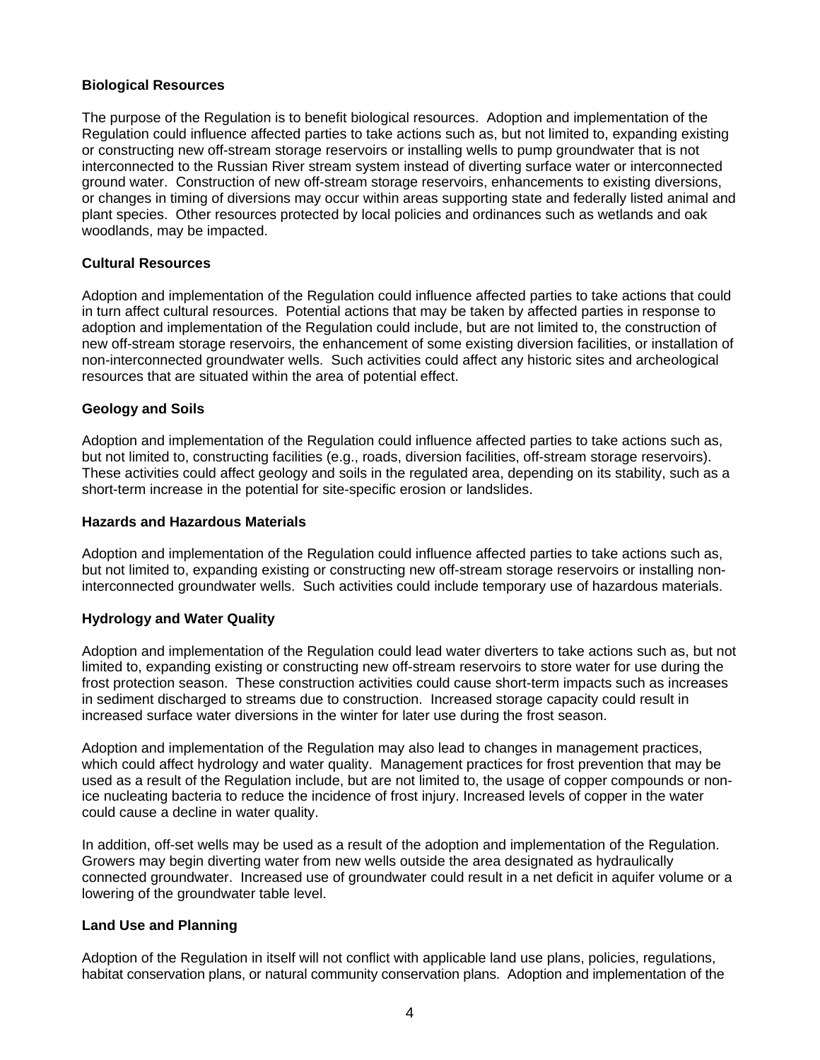**Biological Resources**

The purpose of the Regulation is to benefit biological resources. Adoption and implementation of the Regulation could influence affected parties to take actions such as, but not limited to, expanding existing or constructing new off-stream storage reservoirs or installing wells to pump groundwater that is not interconnected to the Russian River stream system instead of diverting surface water or interconnected ground water. Construction of new off-stream storage reservoirs, enhancements to existing diversions, or changes in timing of diversions may occur within areas supporting state and federally listed animal and plant species. Other resources protected by local policies and ordinances such as wetlands and oak woodlands, may be impacted.

**Cultural Resources**

Adoption and implementation of the Regulation could influence affected parties to take actions that could in turn affect cultural resources. Potential actions that may be taken by affected parties in response to adoption and implementation of the Regulation could include, but are not limited to, the construction of new off-stream storage reservoirs, the enhancement of some existing diversion facilities, or installation of non-interconnected groundwater wells. Such activities could affect any historic sites and archeological resources that are situated within the area of potential effect.

**Geology and Soils**

Adoption and implementation of the Regulation could influence affected parties to take actions such as, but not limited to, constructing facilities (e.g., roads, diversion facilities, off-stream storage reservoirs). These activities could affect geology and soils in the regulated area, depending on its stability, such as a short-term increase in the potential for site-specific erosion or landslides.

**Hazards and Hazardous Materials**

Adoption and implementation of the Regulation could influence affected parties to take actions such as, but not limited to, expanding existing or constructing new off-stream storage reservoirs or installing non-interconnected groundwater wells. Such activities could include temporary use of hazardous materials.

**Hydrology and Water Quality**

Adoption and implementation of the Regulation could lead water diverters to take actions such as, but not limited to, expanding existing or constructing new off-stream reservoirs to store water for use during the frost protection season. These construction activities could cause short-term impacts such as increases in sediment discharged to streams due to construction. Increased storage capacity could result in increased surface water diversions in the winter for later use during the frost season.

Adoption and implementation of the Regulation may also lead to changes in management practices, which could affect hydrology and water quality. Management practices for frost prevention that may be used as a result of the Regulation include, but are not limited to, the usage of copper compounds or non-ice nucleating bacteria to reduce the incidence of frost injury. Increased levels of copper in the water could cause a decline in water quality.

In addition, off-set wells may be used as a result of the adoption and implementation of the Regulation. Growers may begin diverting water from new wells outside the area designated as hydraulically connected groundwater. Increased use of groundwater could result in a net deficit in aquifer volume or a lowering of the groundwater table level.

**Land Use and Planning**

Adoption of the Regulation in itself will not conflict with applicable land use plans, policies, regulations, habitat conservation plans, or natural community conservation plans. Adoption and implementation of the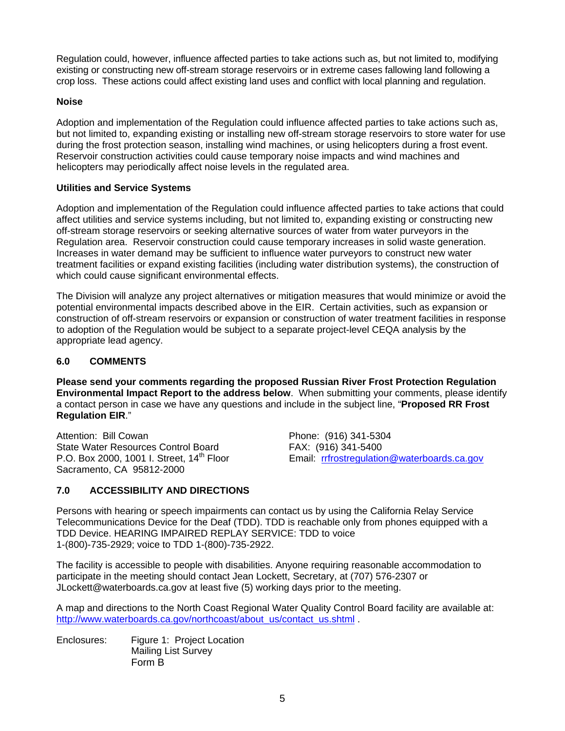Regulation could, however, influence affected parties to take actions such as, but not limited to, modifying existing or constructing new off-stream storage reservoirs or in extreme cases fallowing land following a crop loss. These actions could affect existing land uses and conflict with local planning and regulation.

**Noise**

Adoption and implementation of the Regulation could influence affected parties to take actions such as, but not limited to, expanding existing or installing new off-stream storage reservoirs to store water for use during the frost protection season, installing wind machines, or using helicopters during a frost event. Reservoir construction activities could cause temporary noise impacts and wind machines and helicopters may periodically affect noise levels in the regulated area.

**Utilities and Service Systems**

Adoption and implementation of the Regulation could influence affected parties to take actions that could affect utilities and service systems including, but not limited to, expanding existing or constructing new off-stream storage reservoirs or seeking alternative sources of water from water purveyors in the Regulation area. Reservoir construction could cause temporary increases in solid waste generation. Increases in water demand may be sufficient to influence water purveyors to construct new water treatment facilities or expand existing facilities (including water distribution systems), the construction of which could cause significant environmental effects.

The Division will analyze any project alternatives or mitigation measures that would minimize or avoid the potential environmental impacts described above in the EIR. Certain activities, such as expansion or construction of off-stream reservoirs or expansion or construction of water treatment facilities in response to adoption of the Regulation would be subject to a separate project-level CEQA analysis by the appropriate lead agency.

## 6.0 COMMENTS

**Please send your comments regarding the proposed Russian River Frost Protection Regulation Environmental Impact Report to the address below**. When submitting your comments, please identify a contact person in case we have any questions and include in the subject line, "**Proposed RR Frost Regulation EIR**."

Attention: Bill Cowan
State Water Resources Control Board
P.O. Box 2000, 1001 I. Street, 14th Floor
Sacramento, CA 95812-2000

Phone: (916) 341-5304
FAX: (916) 341-5400
Email: rrfrostregulation@waterboards.ca.gov

## 7.0 ACCESSIBILITY AND DIRECTIONS

Persons with hearing or speech impairments can contact us by using the California Relay Service Telecommunications Device for the Deaf (TDD). TDD is reachable only from phones equipped with a TDD Device. HEARING IMPAIRED REPLAY SERVICE: TDD to voice 1-(800)-735-2929; voice to TDD 1-(800)-735-2922.

The facility is accessible to people with disabilities. Anyone requiring reasonable accommodation to participate in the meeting should contact Jean Lockett, Secretary, at (707) 576-2307 or JLockett@waterboards.ca.gov at least five (5) working days prior to the meeting.

A map and directions to the North Coast Regional Water Quality Control Board facility are available at: http://www.waterboards.ca.gov/northcoast/about_us/contact_us.shtml .

Enclosures: Figure 1: Project Location
Mailing List Survey
Form B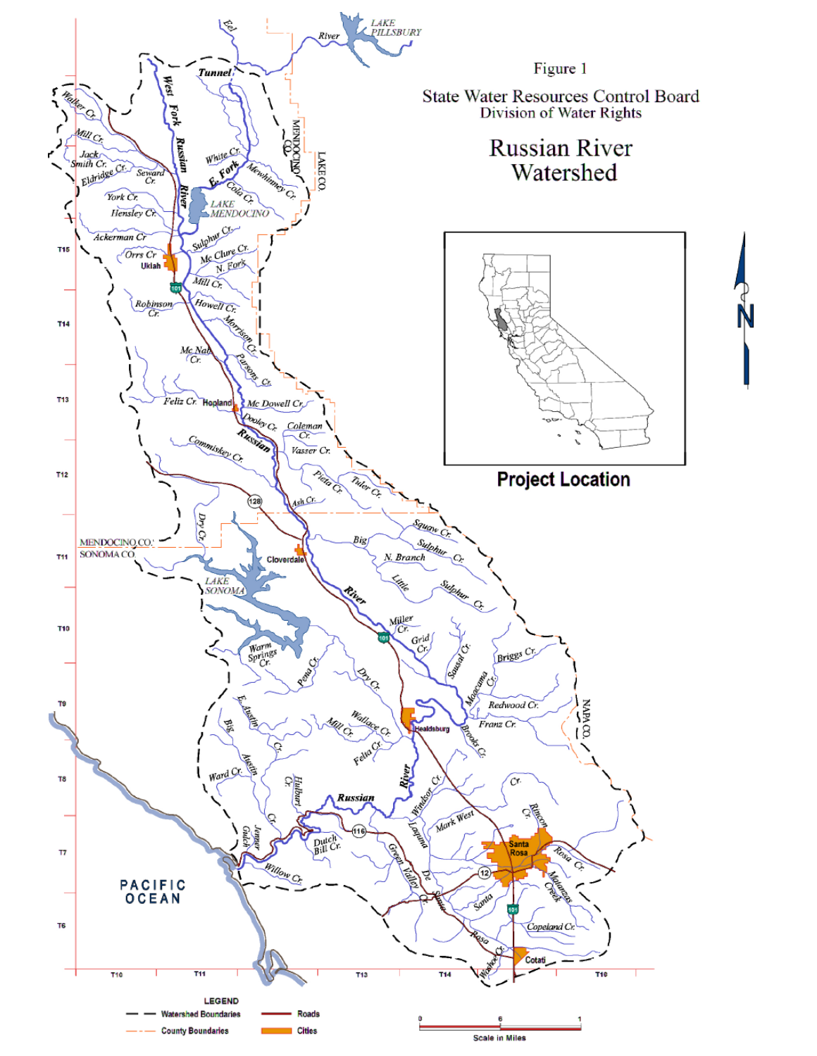Figure 1

State Water Resources Control Board
Division of Water Rights

# Russian River Watershed

**Project Location**

LEGEND

- Watershed Boundaries
- County Boundaries
- Roads
- Cities

Scale in Miles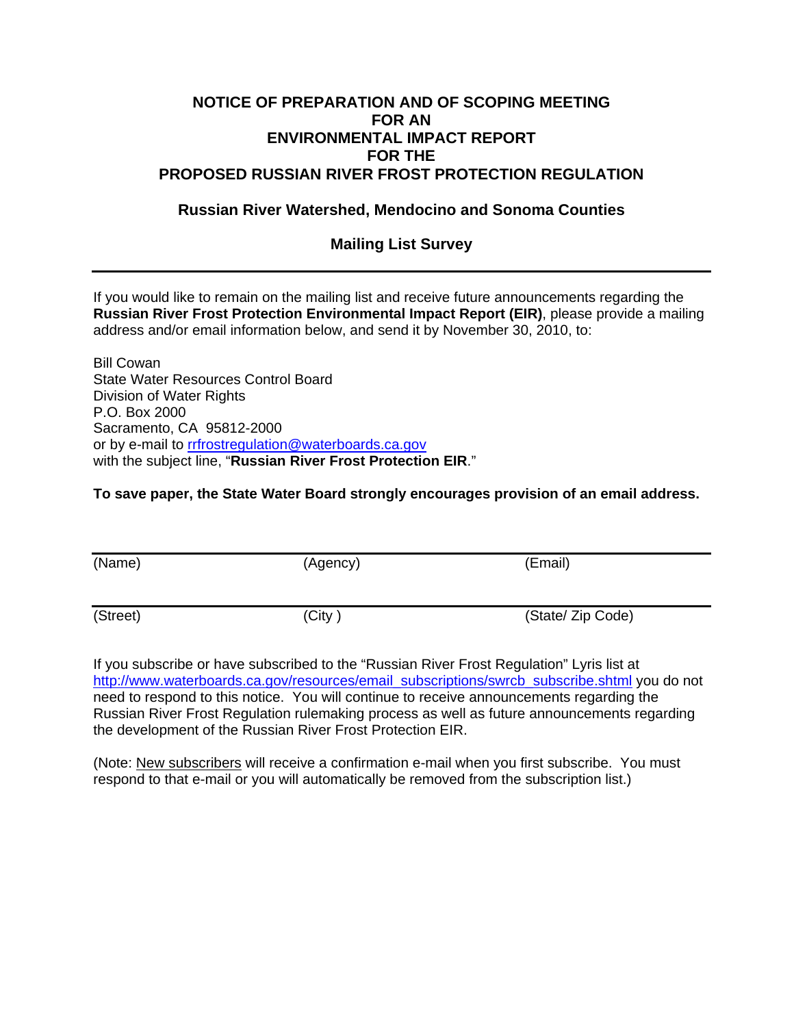**NOTICE OF PREPARATION AND OF SCOPING MEETING**
**FOR AN**
**ENVIRONMENTAL IMPACT REPORT**
**FOR THE**
**PROPOSED RUSSIAN RIVER FROST PROTECTION REGULATION**

**Russian River Watershed, Mendocino and Sonoma Counties**

**Mailing List Survey**

---

If you would like to remain on the mailing list and receive future announcements regarding the **Russian River Frost Protection Environmental Impact Report (EIR)**, please provide a mailing address and/or email information below, and send it by November 30, 2010, to:

Bill Cowan
State Water Resources Control Board
Division of Water Rights
P.O. Box 2000
Sacramento, CA 95812-2000
or by e-mail to rrfrostregulation@waterboards.ca.gov
with the subject line, "**Russian River Frost Protection EIR**."

**To save paper, the State Water Board strongly encourages provision of an email address.**

| (Name) | (Agency) | (Email) |
| --- | --- | --- |
| (Street) | (City ) | (State/ Zip Code) |

If you subscribe or have subscribed to the "Russian River Frost Regulation" Lyris list at http://www.waterboards.ca.gov/resources/email_subscriptions/swrcb_subscribe.shtml you do not need to respond to this notice. You will continue to receive announcements regarding the Russian River Frost Regulation rulemaking process as well as future announcements regarding the development of the Russian River Frost Protection EIR.

(Note: New subscribers will receive a confirmation e-mail when you first subscribe. You must respond to that e-mail or you will automatically be removed from the subscription list.)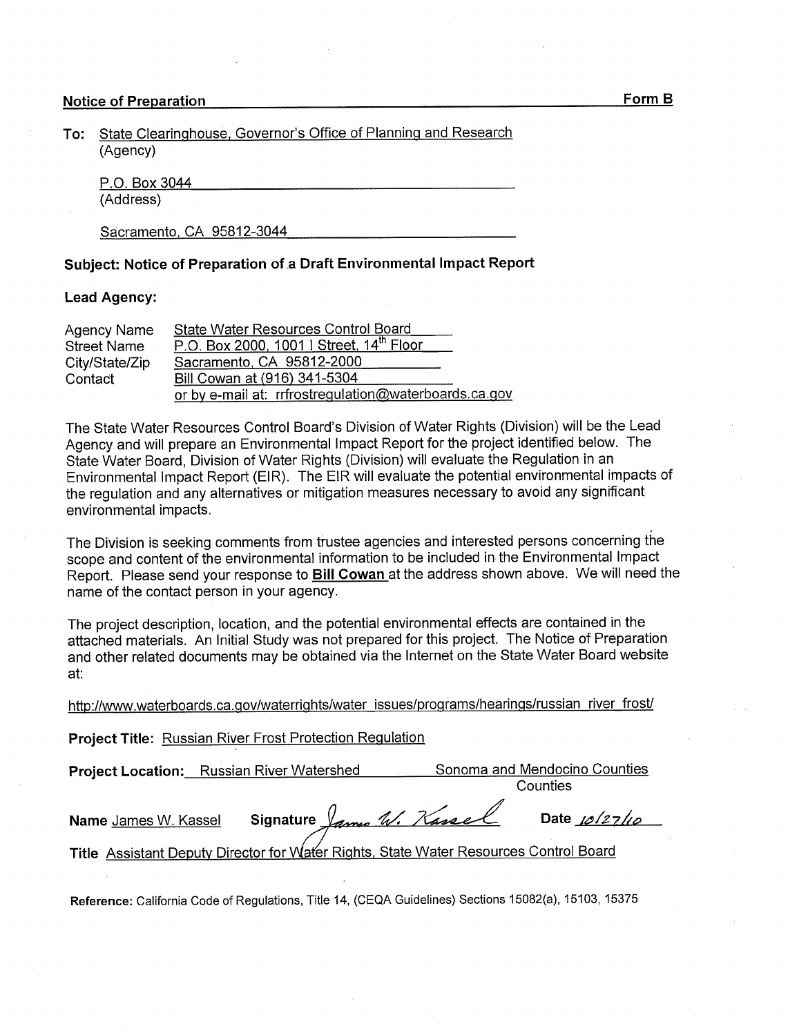**Notice of Preparation** **Form B**

**To:** State Clearinghouse, Governor's Office of Planning and Research
(Agency)

P.O. Box 3044
(Address)

Sacramento, CA 95812-3044

**Subject: Notice of Preparation of a Draft Environmental Impact Report**

**Lead Agency:**

| | |
|---|---|
| Agency Name | State Water Resources Control Board |
| Street Name | P.O. Box 2000, 1001 I Street, 14th Floor |
| City/State/Zip | Sacramento, CA 95812-2000 |
| Contact | Bill Cowan at (916) 341-5304 |
| | or by e-mail at: rrfrostregulation@waterboards.ca.gov |

The State Water Resources Control Board's Division of Water Rights (Division) will be the Lead Agency and will prepare an Environmental Impact Report for the project identified below. The State Water Board, Division of Water Rights (Division) will evaluate the Regulation in an Environmental Impact Report (EIR). The EIR will evaluate the potential environmental impacts of the regulation and any alternatives or mitigation measures necessary to avoid any significant environmental impacts.

The Division is seeking comments from trustee agencies and interested persons concerning the scope and content of the environmental information to be included in the Environmental Impact Report. Please send your response to **Bill Cowan** at the address shown above. We will need the name of the contact person in your agency.

The project description, location, and the potential environmental effects are contained in the attached materials. An Initial Study was not prepared for this project. The Notice of Preparation and other related documents may be obtained via the Internet on the State Water Board website at:

http://www.waterboards.ca.gov/waterrights/water_issues/programs/hearings/russian_river_frost/

**Project Title:** Russian River Frost Protection Regulation

**Project Location:** Russian River Watershed Sonoma and Mendocino Counties
Counties

**Name** James W. Kassel **Signature** *James W. Kassel* **Date** *10/27/10*

**Title** Assistant Deputy Director for Water Rights, State Water Resources Control Board

**Reference:** California Code of Regulations, Title 14, (CEQA Guidelines) Sections 15082(a), 15103, 15375